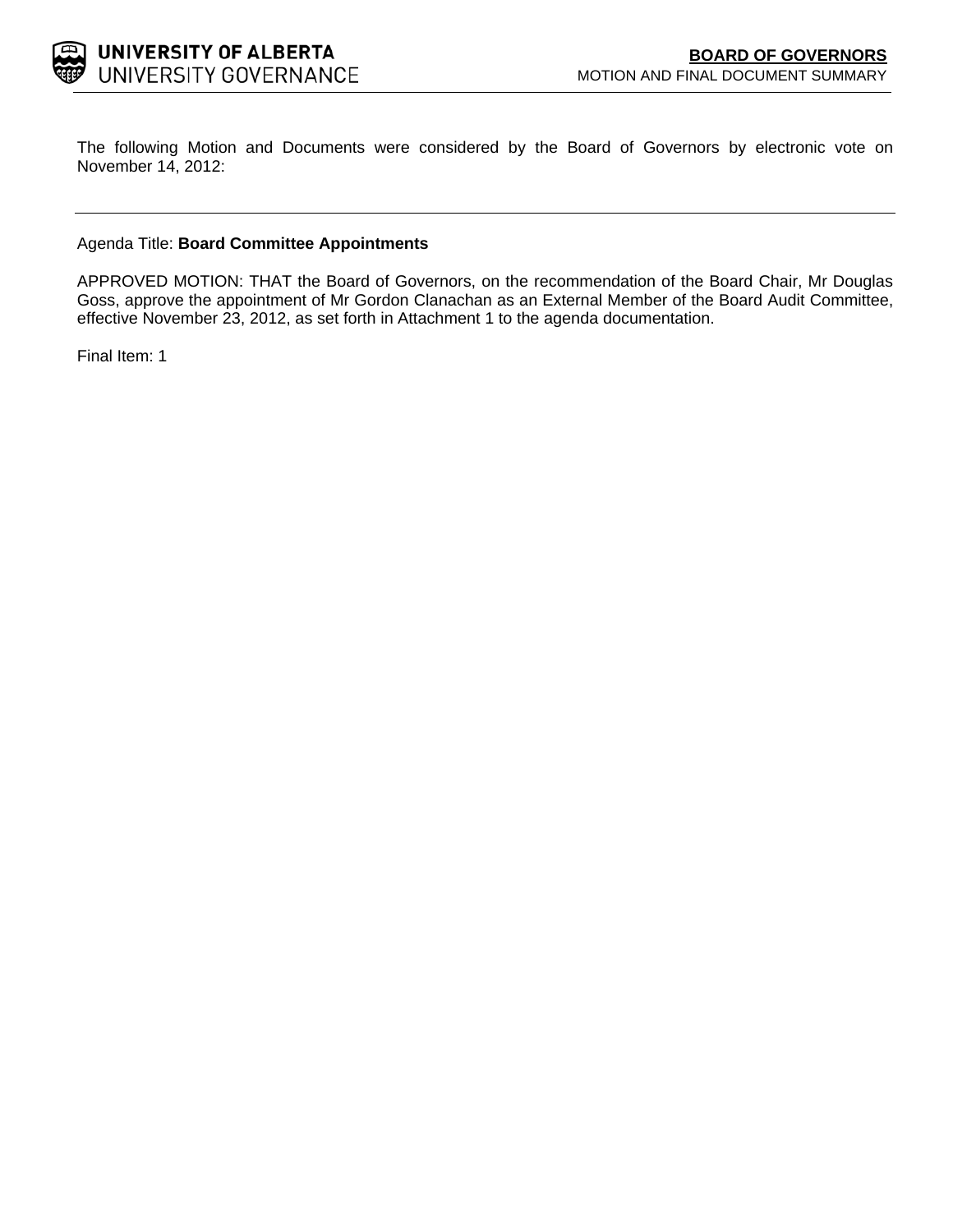UNIVERSITY OF ALBERTA
UNIVERSITY GOVERNANCE

**BOARD OF GOVERNORS**
MOTION AND FINAL DOCUMENT SUMMARY

The following Motion and Documents were considered by the Board of Governors by electronic vote on November 14, 2012:

---

Agenda Title: **Board Committee Appointments**

APPROVED MOTION: THAT the Board of Governors, on the recommendation of the Board Chair, Mr Douglas Goss, approve the appointment of Mr Gordon Clanachan as an External Member of the Board Audit Committee, effective November 23, 2012, as set forth in Attachment 1 to the agenda documentation.

Final Item: 1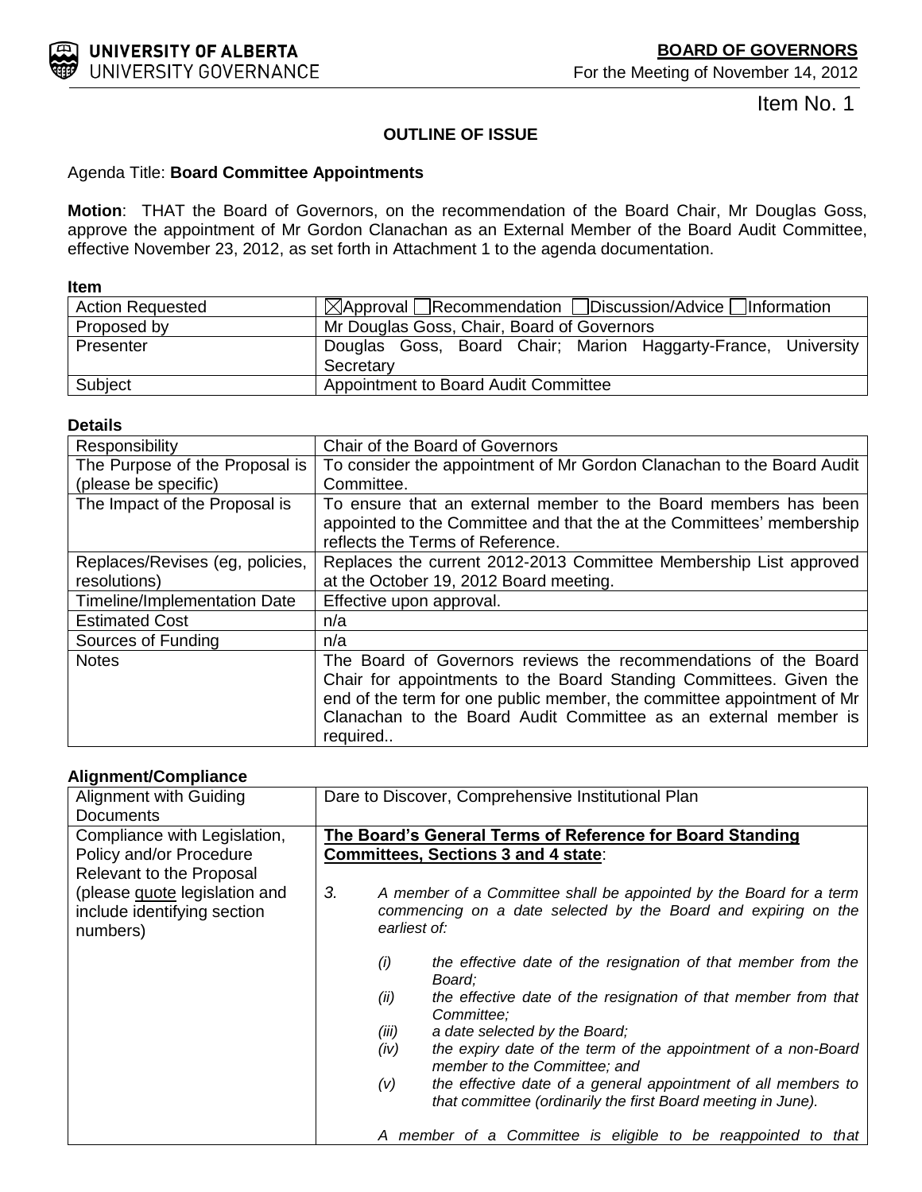**BOARD OF GOVERNORS**

For the Meeting of November 14, 2012

Item No. 1

**OUTLINE OF ISSUE**

Agenda Title: **Board Committee Appointments**

**Motion**: THAT the Board of Governors, on the recommendation of the Board Chair, Mr Douglas Goss, approve the appointment of Mr Gordon Clanachan as an External Member of the Board Audit Committee, effective November 23, 2012, as set forth in Attachment 1 to the agenda documentation.

**Item**

| | |
|---|---|
| Action Requested | ☒Approval ☐Recommendation ☐Discussion/Advice ☐Information |
| Proposed by | Mr Douglas Goss, Chair, Board of Governors |
| Presenter | Douglas Goss, Board Chair; Marion Haggarty-France, University Secretary |
| Subject | Appointment to Board Audit Committee |

**Details**

| | |
|---|---|
| Responsibility | Chair of the Board of Governors |
| The Purpose of the Proposal is (please be specific) | To consider the appointment of Mr Gordon Clanachan to the Board Audit Committee. |
| The Impact of the Proposal is | To ensure that an external member to the Board members has been appointed to the Committee and that the at the Committees' membership reflects the Terms of Reference. |
| Replaces/Revises (eg, policies, resolutions) | Replaces the current 2012-2013 Committee Membership List approved at the October 19, 2012 Board meeting. |
| Timeline/Implementation Date | Effective upon approval. |
| Estimated Cost | n/a |
| Sources of Funding | n/a |
| Notes | The Board of Governors reviews the recommendations of the Board Chair for appointments to the Board Standing Committees. Given the end of the term for one public member, the committee appointment of Mr Clanachan to the Board Audit Committee as an external member is required.. |

**Alignment/Compliance**

| | |
|---|---|
| Alignment with Guiding Documents | Dare to Discover, Comprehensive Institutional Plan |
| Compliance with Legislation, Policy and/or Procedure Relevant to the Proposal (please quote legislation and include identifying section numbers) | **The Board's General Terms of Reference for Board Standing Committees, Sections 3 and 4 state**:<br><br>3. *A member of a Committee shall be appointed by the Board for a term commencing on a date selected by the Board and expiring on the earliest of:*<br><br>*(i) the effective date of the resignation of that member from the Board;*<br>*(ii) the effective date of the resignation of that member from that Committee;*<br>*(iii) a date selected by the Board;*<br>*(iv) the expiry date of the term of the appointment of a non-Board member to the Committee; and*<br>*(v) the effective date of a general appointment of all members to that committee (ordinarily the first Board meeting in June).*<br><br>*A member of a Committee is eligible to be reappointed to that* |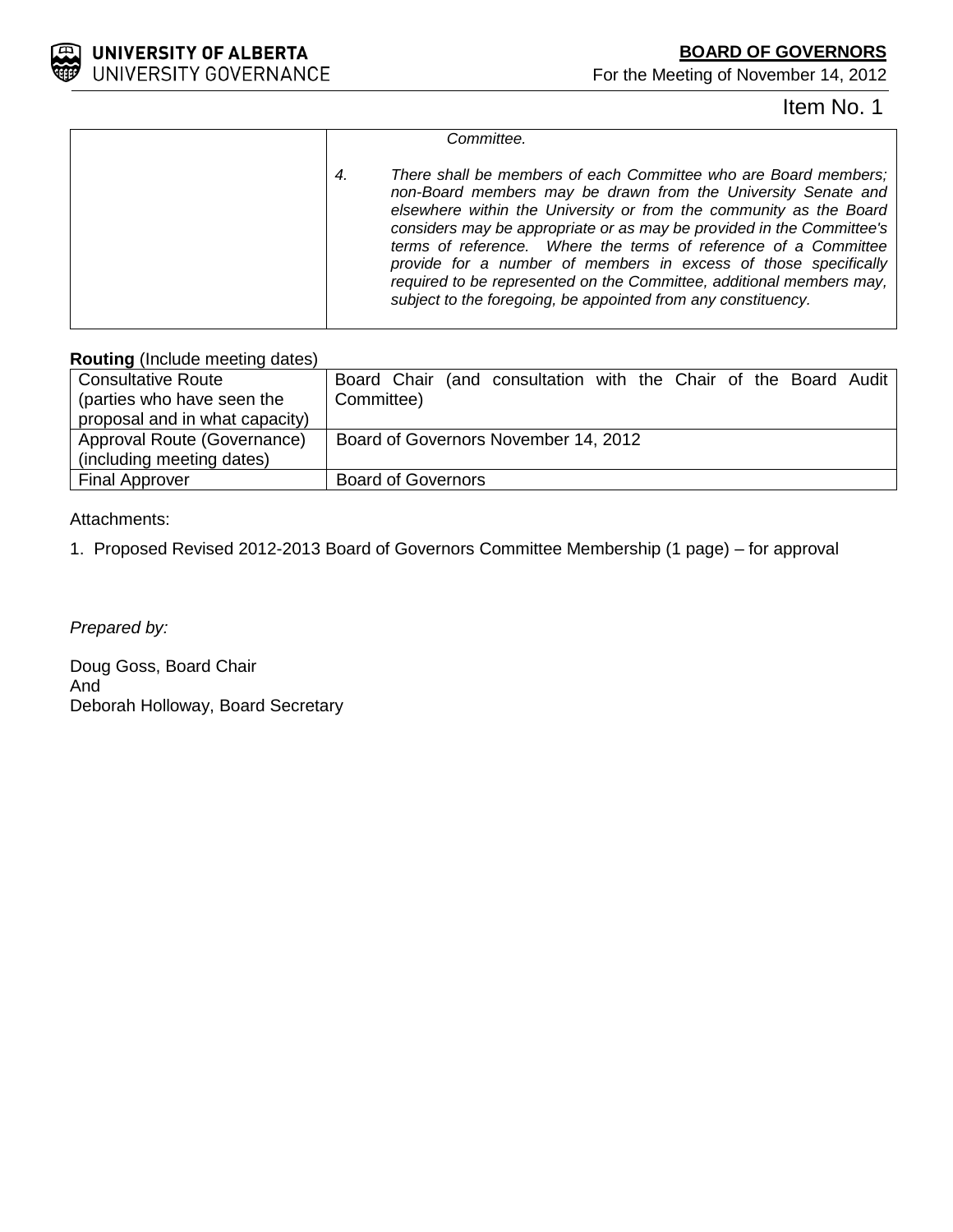| | *Committee.*<br><br>*4. There shall be members of each Committee who are Board members; non-Board members may be drawn from the University Senate and elsewhere within the University or from the community as the Board considers may be appropriate or as may be provided in the Committee's terms of reference. Where the terms of reference of a Committee provide for a number of members in excess of those specifically required to be represented on the Committee, additional members may, subject to the foregoing, be appointed from any constituency.* |
|---|---|

**Routing** (Include meeting dates)

| Consultative Route (parties who have seen the proposal and in what capacity) | Board Chair (and consultation with the Chair of the Board Audit Committee) |
|---|---|
| Approval Route (Governance) (including meeting dates) | Board of Governors November 14, 2012 |
| Final Approver | Board of Governors |

Attachments:

1. Proposed Revised 2012-2013 Board of Governors Committee Membership (1 page) – for approval

*Prepared by:*

Doug Goss, Board Chair
And
Deborah Holloway, Board Secretary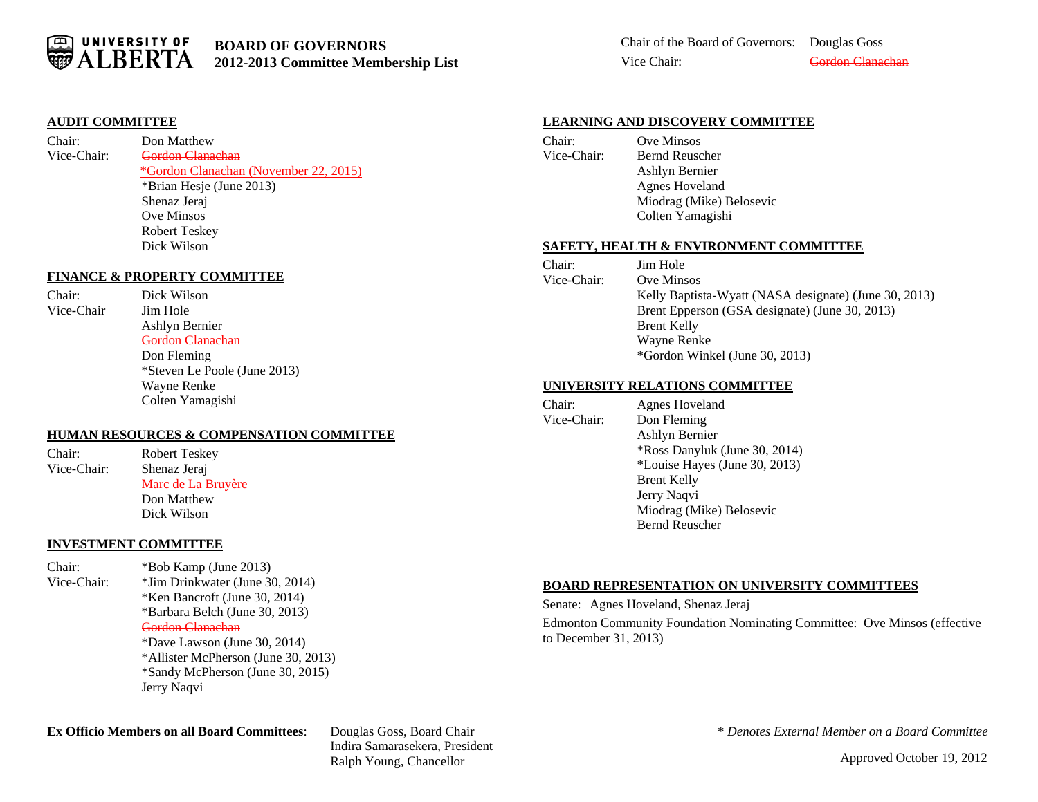**UNIVERSITY OF ALBERTA**

# BOARD OF GOVERNORS
## 2012-2013 Committee Membership List

Chair of the Board of Governors: Douglas Goss
Vice Chair: ~~Gordon Clanachan~~

### AUDIT COMMITTEE

Chair: Don Matthew
Vice-Chair: ~~Gordon Clanachan~~
*Gordon Clanachan (November 22, 2015)
*Brian Hesje (June 2013)
Shenaz Jeraj
Ove Minsos
Robert Teskey
Dick Wilson

### FINANCE & PROPERTY COMMITTEE

Chair: Dick Wilson
Vice-Chair Jim Hole
Ashlyn Bernier
~~Gordon Clanachan~~
Don Fleming
*Steven Le Poole (June 2013)
Wayne Renke
Colten Yamagishi

### HUMAN RESOURCES & COMPENSATION COMMITTEE

Chair: Robert Teskey
Vice-Chair: Shenaz Jeraj
~~Marc de La Bruyère~~
Don Matthew
Dick Wilson

### INVESTMENT COMMITTEE

Chair: *Bob Kamp (June 2013)
Vice-Chair: *Jim Drinkwater (June 30, 2014)
*Ken Bancroft (June 30, 2014)
*Barbara Belch (June 30, 2013)
~~Gordon Clanachan~~
*Dave Lawson (June 30, 2014)
*Allister McPherson (June 30, 2013)
*Sandy McPherson (June 30, 2015)
Jerry Naqvi

### LEARNING AND DISCOVERY COMMITTEE

Chair: Ove Minsos
Vice-Chair: Bernd Reuscher
Ashlyn Bernier
Agnes Hoveland
Miodrag (Mike) Belosevic
Colten Yamagishi

### SAFETY, HEALTH & ENVIRONMENT COMMITTEE

Chair: Jim Hole
Vice-Chair: Ove Minsos
Kelly Baptista-Wyatt (NASA designate) (June 30, 2013)
Brent Epperson (GSA designate) (June 30, 2013)
Brent Kelly
Wayne Renke
*Gordon Winkel (June 30, 2013)

### UNIVERSITY RELATIONS COMMITTEE

Chair: Agnes Hoveland
Vice-Chair: Don Fleming
Ashlyn Bernier
*Ross Danyluk (June 30, 2014)
*Louise Hayes (June 30, 2013)
Brent Kelly
Jerry Naqvi
Miodrag (Mike) Belosevic
Bernd Reuscher

### BOARD REPRESENTATION ON UNIVERSITY COMMITTEES

Senate: Agnes Hoveland, Shenaz Jeraj

Edmonton Community Foundation Nominating Committee: Ove Minsos (effective to December 31, 2013)

**Ex Officio Members on all Board Committees**: Douglas Goss, Board Chair
Indira Samarasekera, President
Ralph Young, Chancellor

*\* Denotes External Member on a Board Committee*

Approved October 19, 2012